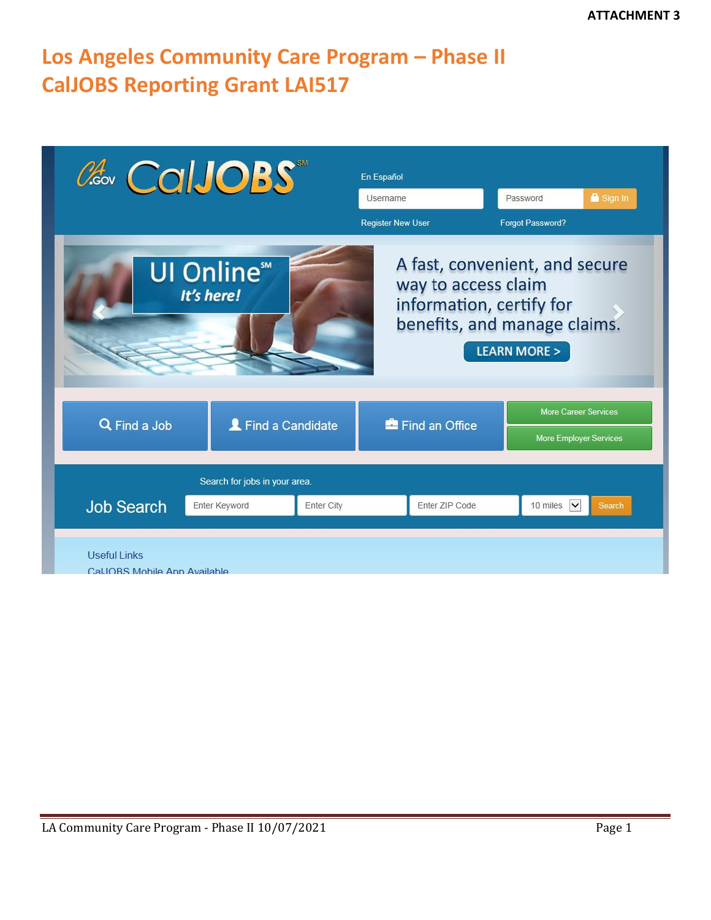ATTACHMENT 3

# Los Angeles Community Care Program – Phase II
# CalJOBS Reporting Grant LAI517

CalJOBS[SM]

En Español

Username | Password | Sign In

Register New User | Forgot Password?

UI Online[SM]
*It's here!*

A fast, convenient, and secure way to access claim information, certify for benefits, and manage claims.

LEARN MORE >

Find a Job | Find a Candidate | Find an Office | More Career Services | More Employer Services

Search for jobs in your area.

Job Search | Enter Keyword | Enter City | Enter ZIP Code | 10 miles | Search

Useful Links

CalJOBS Mobile App Available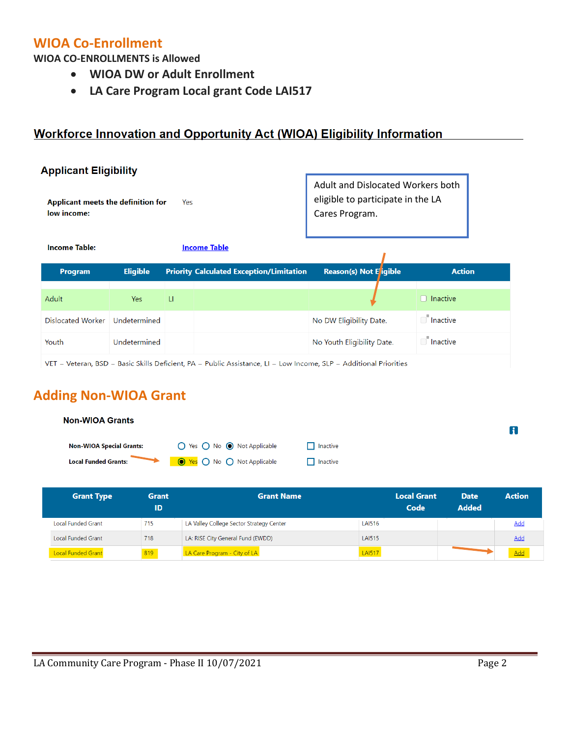## WIOA Co-Enrollment

**WIOA CO-ENROLLMENTS is Allowed**

- **WIOA DW or Adult Enrollment**
- **LA Care Program Local grant Code LAI517**

## Workforce Innovation and Opportunity Act (WIOA) Eligibility Information

### Applicant Eligibility

Adult and Dislocated Workers both eligible to participate in the LA Cares Program.

**Applicant meets the definition for low income:** Yes

**Income Table:** Income Table

| Program | Eligible | Priority | Calculated Exception/Limitation | Reason(s) Not Eligible | Action |
|---|---|---|---|---|---|
| Adult | Yes | LI | | | Inactive |
| Dislocated Worker | Undetermined | | | No DW Eligibility Date. | Inactive |
| Youth | Undetermined | | | No Youth Eligibility Date. | Inactive |

VET – Veteran, BSD – Basic Skills Deficient, PA – Public Assistance, LI – Low Income, SLP – Additional Priorities

## Adding Non-WIOA Grant

### Non-WIOA Grants

**Non-WIOA Special Grants:** ○ Yes ○ No ◉ Not Applicable ☐ Inactive

**Local Funded Grants:** ◉ Yes ○ No ○ Not Applicable ☐ Inactive

| Grant Type | Grant ID | Grant Name | Local Grant Code | Date Added | Action |
|---|---|---|---|---|---|
| Local Funded Grant | 715 | LA Valley College Sector Strategy Center | LAI516 | | Add |
| Local Funded Grant | 718 | LA: RISE City General Fund (EWDD) | LAI515 | | Add |
| Local Funded Grant | 819 | LA Care Program - City of LA | LAI517 | | Add |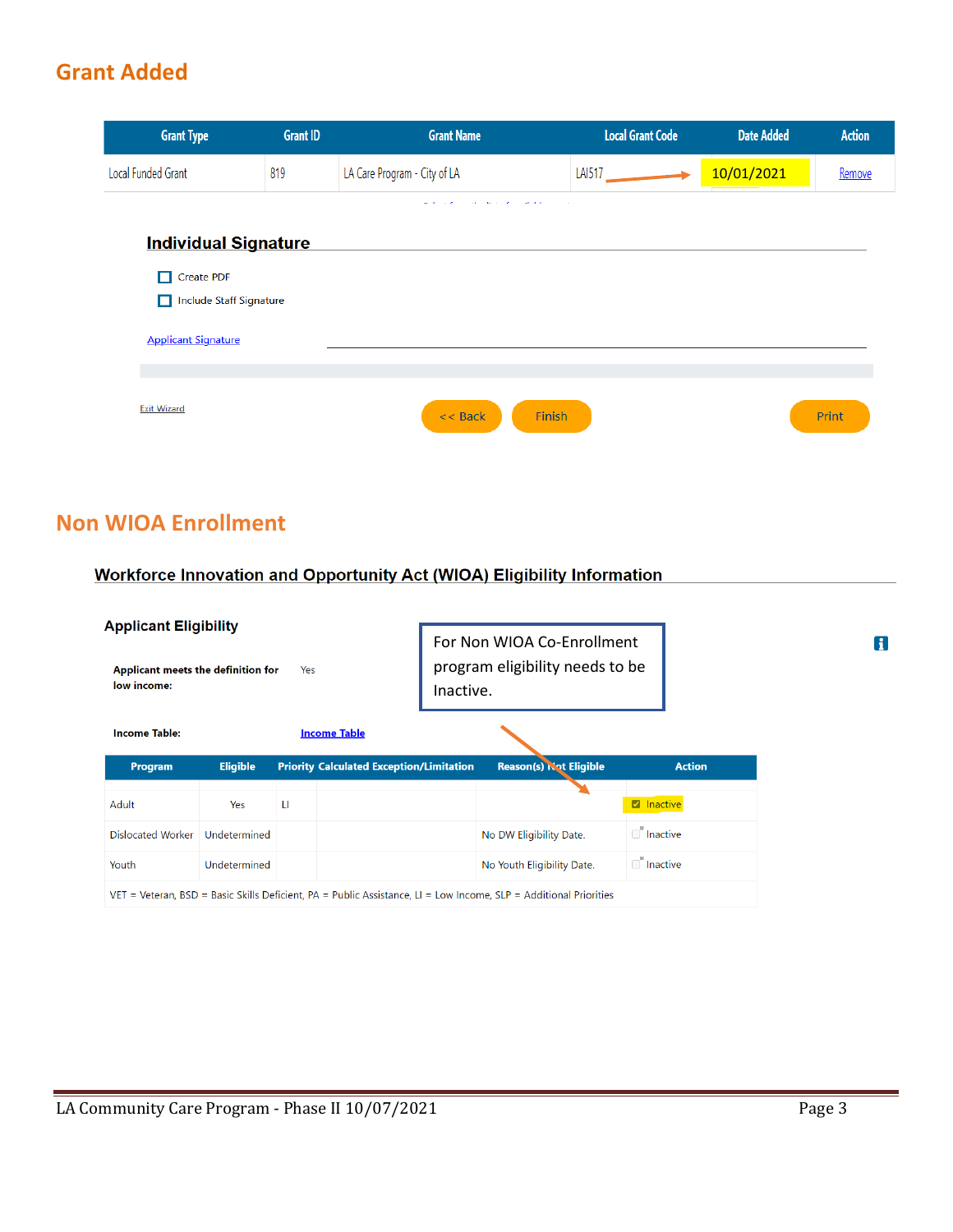## Grant Added

| Grant Type | Grant ID | Grant Name | Local Grant Code | Date Added | Action |
|---|---|---|---|---|---|
| Local Funded Grant | 819 | LA Care Program - City of LA | LAI517 | 10/01/2021 | Remove |

### Individual Signature

- [ ] Create PDF
- [ ] Include Staff Signature

Applicant Signature

Exit Wizard | << Back | Finish | Print

## Non WIOA Enrollment

### Workforce Innovation and Opportunity Act (WIOA) Eligibility Information

#### Applicant Eligibility

For Non WIOA Co-Enrollment program eligibility needs to be Inactive.

**Applicant meets the definition for low income:** Yes

**Income Table:** Income Table

| Program | Eligible | Priority | Calculated Exception/Limitation | Reason(s) Not Eligible | Action |
|---|---|---|---|---|---|
| Adult | Yes | LI | | | ☑ Inactive |
| Dislocated Worker | Undetermined | | | No DW Eligibility Date. | ☐ Inactive |
| Youth | Undetermined | | | No Youth Eligibility Date. | ☐ Inactive |

VET = Veteran, BSD = Basic Skills Deficient, PA = Public Assistance, LI = Low Income, SLP = Additional Priorities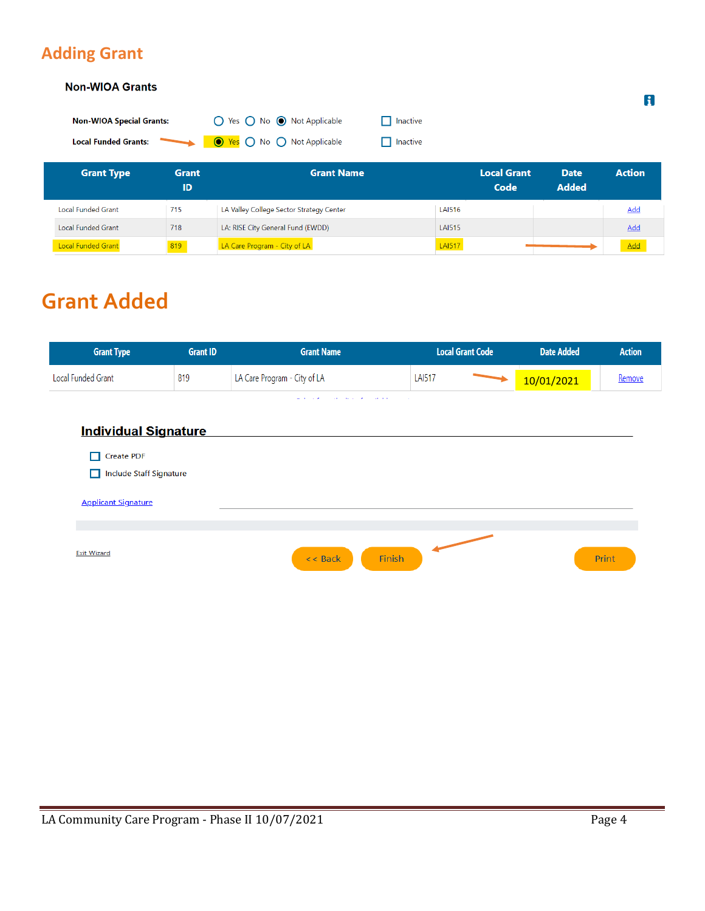## Adding Grant

### Non-WIOA Grants

**Non-WIOA Special Grants:** ○ Yes ○ No ◉ Not Applicable ☐ Inactive

**Local Funded Grants:** ◉ Yes ○ No ○ Not Applicable ☐ Inactive

| Grant Type | Grant ID | Grant Name | Local Grant Code | Date Added | Action |
|---|---|---|---|---|---|
| Local Funded Grant | 715 | LA Valley College Sector Strategy Center | LAI516 | | Add |
| Local Funded Grant | 718 | LA: RISE City General Fund (EWDD) | LAI515 | | Add |
| Local Funded Grant | 819 | LA Care Program - City of LA | LAI517 | | Add |

## Grant Added

| Grant Type | Grant ID | Grant Name | Local Grant Code | Date Added | Action |
|---|---|---|---|---|---|
| Local Funded Grant | 819 | LA Care Program - City of LA | LAI517 | 10/01/2021 | Remove |

### Individual Signature

☐ Create PDF

☐ Include Staff Signature

Applicant Signature

Exit Wizard

<< Back | Finish | Print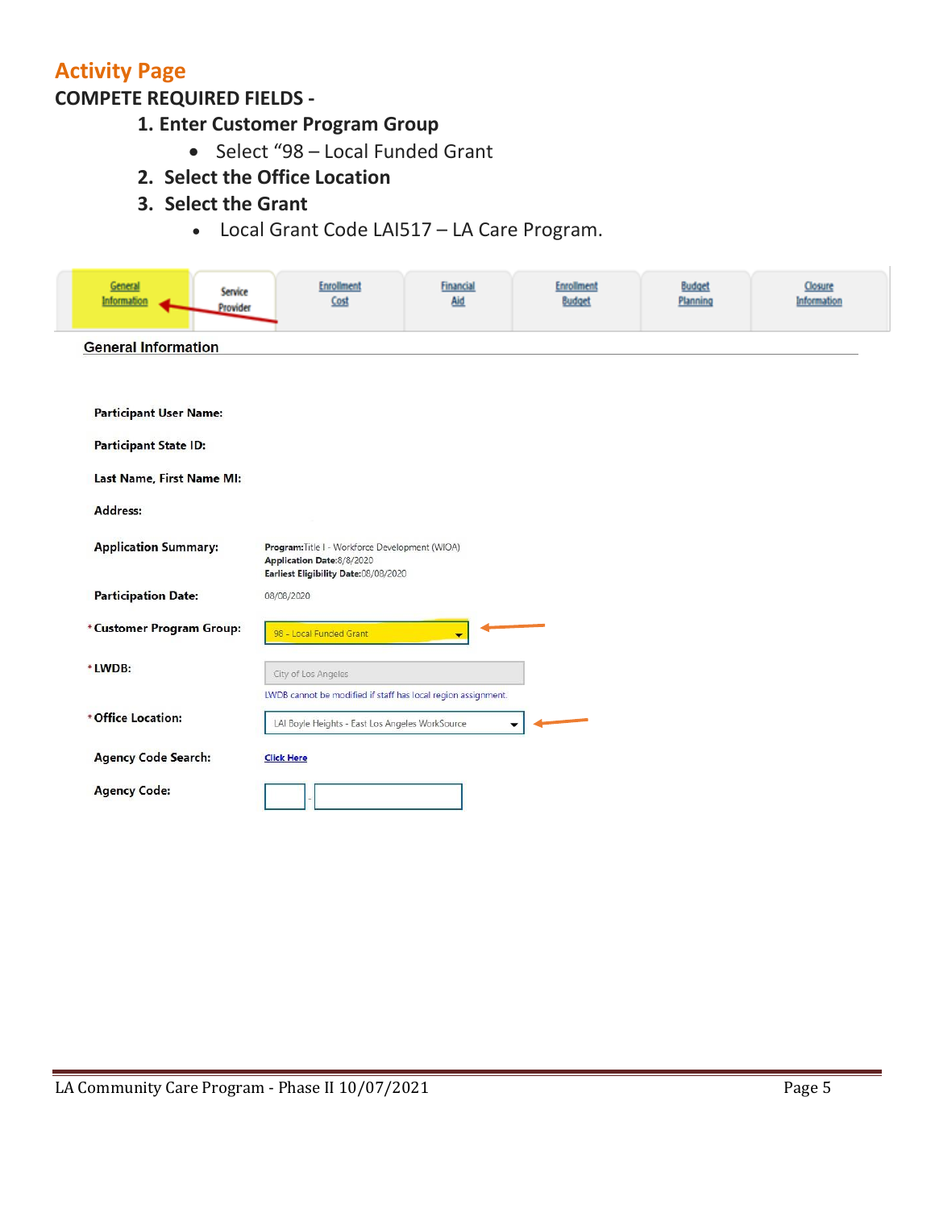## Activity Page

### COMPETE REQUIRED FIELDS -

1. **Enter Customer Program Group**
   - Select "98 – Local Funded Grant
2. **Select the Office Location**
3. **Select the Grant**
   - Local Grant Code LAI517 – LA Care Program.

General Information | Service Provider | Enrollment Cost | Financial Aid | Enrollment Budget | Budget Planning | Closure Information

**General Information**

**Participant User Name:**

**Participant State ID:**

**Last Name, First Name MI:**

**Address:**

**Application Summary:** **Program:** Title I - Workforce Development (WIOA)
**Application Date:** 8/8/2020
**Earliest Eligibility Date:** 08/08/2020

**Participation Date:** 08/08/2020

\* **Customer Program Group:** 98 - Local Funded Grant

\* **LWDB:** City of Los Angeles
LWDB cannot be modified if staff has local region assignment.

\* **Office Location:** LAI Boyle Heights - East Los Angeles WorkSource

**Agency Code Search:** Click Here

**Agency Code:** -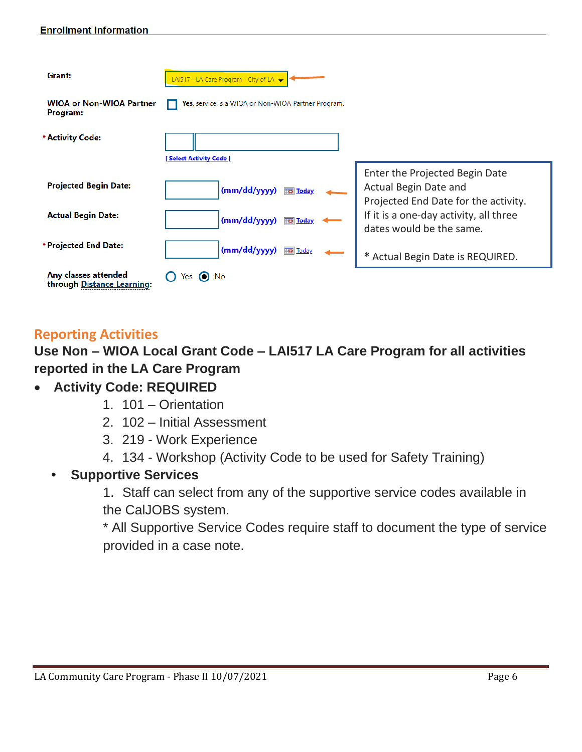**Enrollment Information**

**Grant:** LAI517 - LA Care Program - City of LA

**WIOA or Non-WIOA Partner Program:** ☐ **Yes**, service is a WIOA or Non-WIOA Partner Program.

* **Activity Code:**

[ Select Activity Code ]

**Projected Begin Date:** (mm/dd/yyyy) Today

**Actual Begin Date:** (mm/dd/yyyy) Today

* **Projected End Date:** (mm/dd/yyyy) Today

**Any classes attended through Distance Learning:** ○ Yes ◉ No

Enter the Projected Begin Date Actual Begin Date and Projected End Date for the activity. If it is a one-day activity, all three dates would be the same.

* Actual Begin Date is REQUIRED.

## Reporting Activities

**Use Non – WIOA Local Grant Code – LAI517 LA Care Program for all activities reported in the LA Care Program**

- **Activity Code: REQUIRED**
  1. 101 – Orientation
  2. 102 – Initial Assessment
  3. 219 - Work Experience
  4. 134 - Workshop (Activity Code to be used for Safety Training)
- **Supportive Services**
  1. Staff can select from any of the supportive service codes available in the CalJOBS system.

  * All Supportive Service Codes require staff to document the type of service provided in a case note.